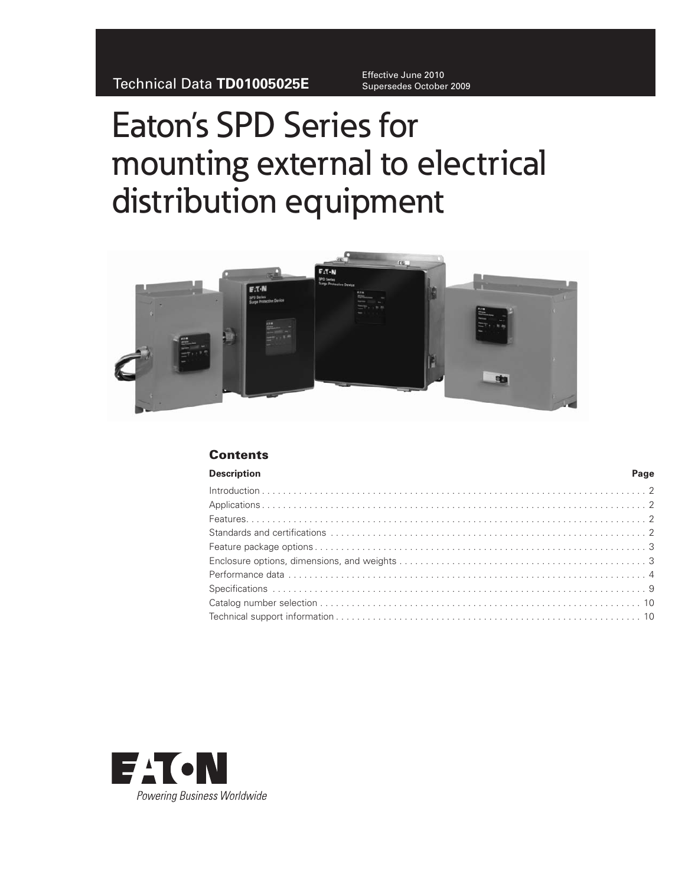Technical Data **TD01005025E**

Effective June 2010
Supersedes October 2009

# Eaton's SPD Series for mounting external to electrical distribution equipment

## Contents

| Description | Page |
|---|---|
| Introduction | 2 |
| Applications | 2 |
| Features | 2 |
| Standards and certifications | 2 |
| Feature package options | 3 |
| Enclosure options, dimensions, and weights | 3 |
| Performance data | 4 |
| Specifications | 9 |
| Catalog number selection | 10 |
| Technical support information | 10 |

EATON

*Powering Business Worldwide*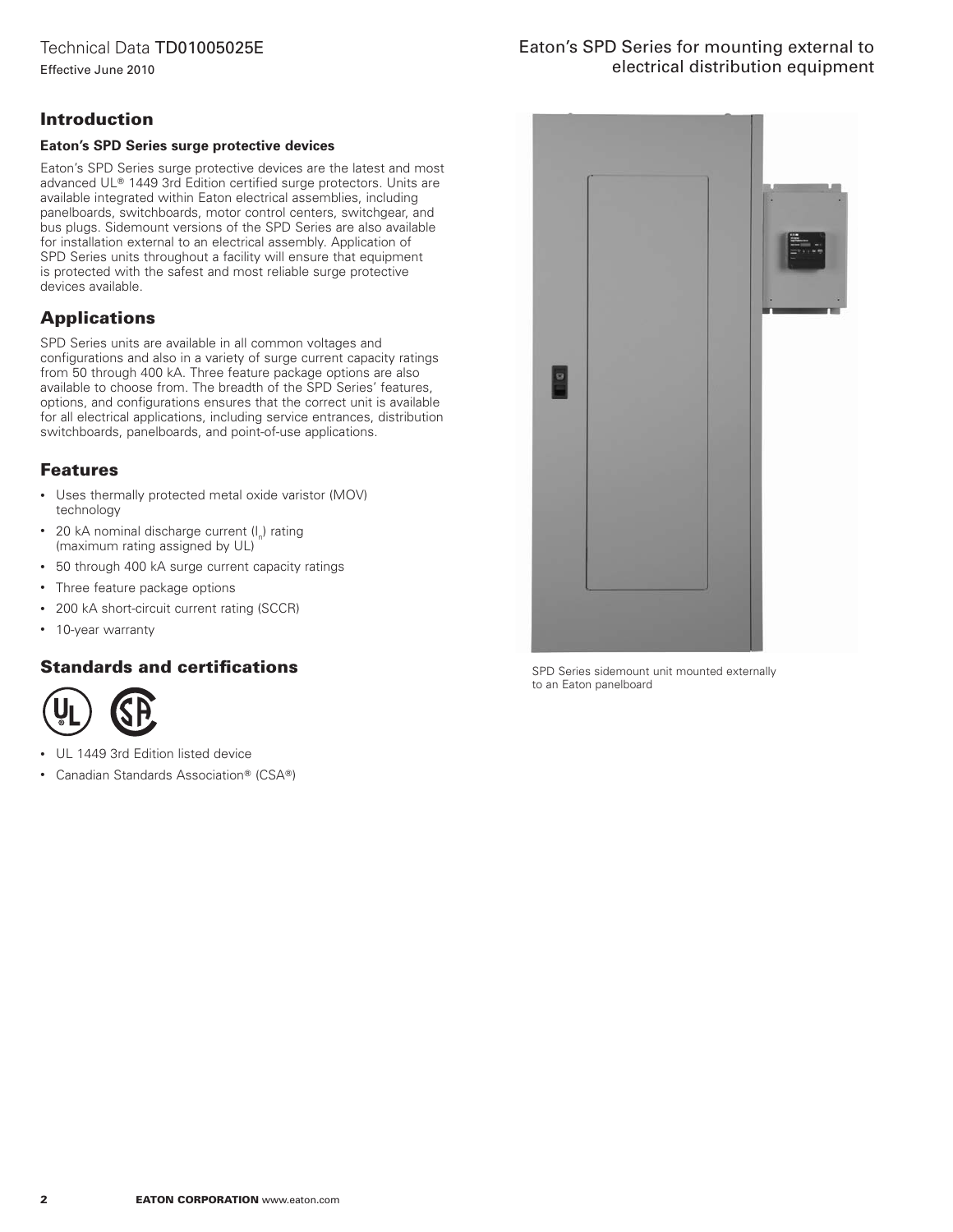## Introduction

### Eaton's SPD Series surge protective devices

Eaton's SPD Series surge protective devices are the latest and most advanced UL® 1449 3rd Edition certified surge protectors. Units are available integrated within Eaton electrical assemblies, including panelboards, switchboards, motor control centers, switchgear, and bus plugs. Sidemount versions of the SPD Series are also available for installation external to an electrical assembly. Application of SPD Series units throughout a facility will ensure that equipment is protected with the safest and most reliable surge protective devices available.

## Applications

SPD Series units are available in all common voltages and configurations and also in a variety of surge current capacity ratings from 50 through 400 kA. Three feature package options are also available to choose from. The breadth of the SPD Series' features, options, and configurations ensures that the correct unit is available for all electrical applications, including service entrances, distribution switchboards, panelboards, and point-of-use applications.

## Features

- Uses thermally protected metal oxide varistor (MOV) technology
- 20 kA nominal discharge current ($I_n$) rating (maximum rating assigned by UL)
- 50 through 400 kA surge current capacity ratings
- Three feature package options
- 200 kA short-circuit current rating (SCCR)
- 10-year warranty

## Standards and certifications

- UL 1449 3rd Edition listed device
- Canadian Standards Association® (CSA®)

SPD Series sidemount unit mounted externally to an Eaton panelboard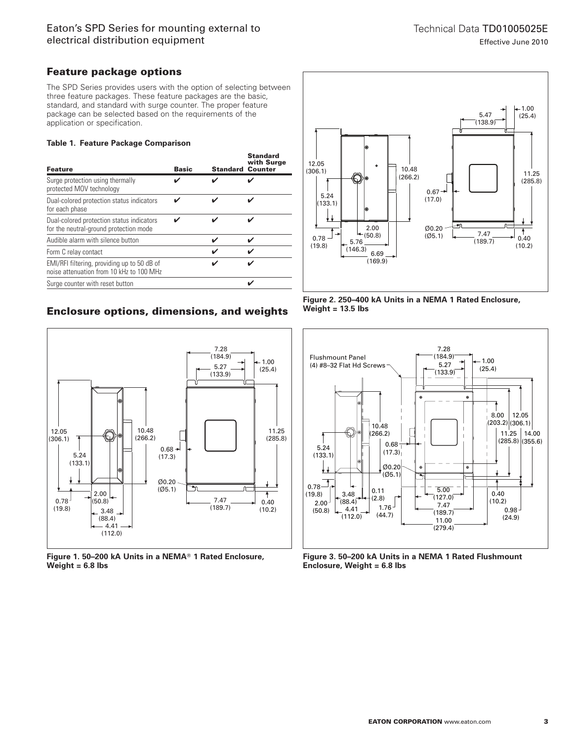## Feature package options

The SPD Series provides users with the option of selecting between three feature packages. These feature packages are the basic, standard, and standard with surge counter. The proper feature package can be selected based on the requirements of the application or specification.

**Table 1. Feature Package Comparison**

| Feature | Basic | Standard | Standard with Surge Counter |
|---|---|---|---|
| Surge protection using thermally protected MOV technology | ✔ | ✔ | ✔ |
| Dual-colored protection status indicators for each phase | ✔ | ✔ | ✔ |
| Dual-colored protection status indicators for the neutral-ground protection mode | ✔ | ✔ | ✔ |
| Audible alarm with silence button | | ✔ | ✔ |
| Form C relay contact | | ✔ | ✔ |
| EMI/RFI filtering, providing up to 50 dB of noise attenuation from 10 kHz to 100 MHz | | ✔ | ✔ |
| Surge counter with reset button | | | ✔ |

## Enclosure options, dimensions, and weights

**Figure 1. 50–200 kA Units in a NEMA® 1 Rated Enclosure, Weight = 6.8 lbs**

**Figure 2. 250–400 kA Units in a NEMA 1 Rated Enclosure, Weight = 13.5 lbs**

**Figure 3. 50–200 kA Units in a NEMA 1 Rated Flushmount Enclosure, Weight = 6.8 lbs**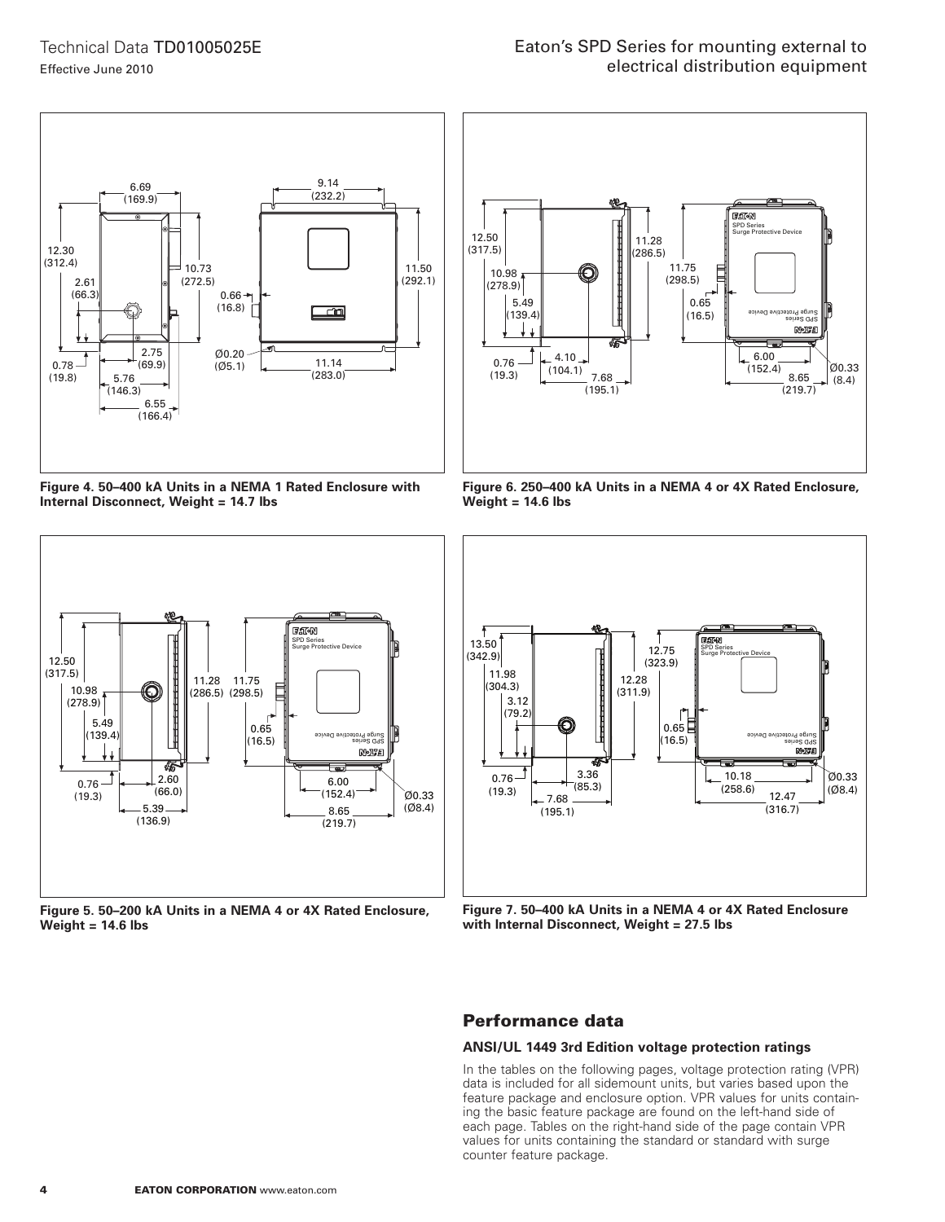Figure 4. 50–400 kA Units in a NEMA 1 Rated Enclosure with Internal Disconnect, Weight = 14.7 lbs

Figure 6. 250–400 kA Units in a NEMA 4 or 4X Rated Enclosure, Weight = 14.6 lbs

Figure 5. 50–200 kA Units in a NEMA 4 or 4X Rated Enclosure, Weight = 14.6 lbs

Figure 7. 50–400 kA Units in a NEMA 4 or 4X Rated Enclosure with Internal Disconnect, Weight = 27.5 lbs

## Performance data

### ANSI/UL 1449 3rd Edition voltage protection ratings

In the tables on the following pages, voltage protection rating (VPR) data is included for all sidemount units, but varies based upon the feature package and enclosure option. VPR values for units containing the basic feature package are found on the left-hand side of each page. Tables on the right-hand side of the page contain VPR values for units containing the standard or standard with surge counter feature package.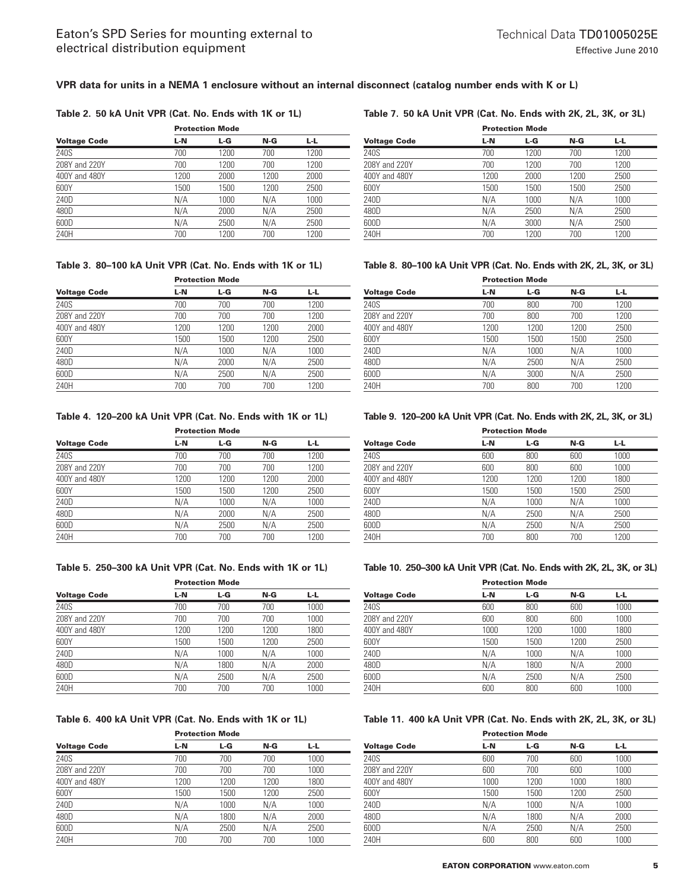**VPR data for units in a NEMA 1 enclosure without an internal disconnect (catalog number ends with K or L)**

**Table 2. 50 kA Unit VPR (Cat. No. Ends with 1K or 1L)**

| | Protection Mode | | | |
|---|---|---|---|---|
| Voltage Code | L-N | L-G | N-G | L-L |
| 240S | 700 | 1200 | 700 | 1200 |
| 208Y and 220Y | 700 | 1200 | 700 | 1200 |
| 400Y and 480Y | 1200 | 2000 | 1200 | 2000 |
| 600Y | 1500 | 1500 | 1200 | 2500 |
| 240D | N/A | 1000 | N/A | 1000 |
| 480D | N/A | 2000 | N/A | 2500 |
| 600D | N/A | 2500 | N/A | 2500 |
| 240H | 700 | 1200 | 700 | 1200 |

**Table 3. 80–100 kA Unit VPR (Cat. No. Ends with 1K or 1L)**

| | Protection Mode | | | |
|---|---|---|---|---|
| Voltage Code | L-N | L-G | N-G | L-L |
| 240S | 700 | 700 | 700 | 1200 |
| 208Y and 220Y | 700 | 700 | 700 | 1200 |
| 400Y and 480Y | 1200 | 1200 | 1200 | 2000 |
| 600Y | 1500 | 1500 | 1200 | 2500 |
| 240D | N/A | 1000 | N/A | 1000 |
| 480D | N/A | 2000 | N/A | 2500 |
| 600D | N/A | 2500 | N/A | 2500 |
| 240H | 700 | 700 | 700 | 1200 |

**Table 4. 120–200 kA Unit VPR (Cat. No. Ends with 1K or 1L)**

| | Protection Mode | | | |
|---|---|---|---|---|
| Voltage Code | L-N | L-G | N-G | L-L |
| 240S | 700 | 700 | 700 | 1200 |
| 208Y and 220Y | 700 | 700 | 700 | 1200 |
| 400Y and 480Y | 1200 | 1200 | 1200 | 2000 |
| 600Y | 1500 | 1500 | 1200 | 2500 |
| 240D | N/A | 1000 | N/A | 1000 |
| 480D | N/A | 2000 | N/A | 2500 |
| 600D | N/A | 2500 | N/A | 2500 |
| 240H | 700 | 700 | 700 | 1200 |

**Table 5. 250–300 kA Unit VPR (Cat. No. Ends with 1K or 1L)**

| | Protection Mode | | | |
|---|---|---|---|---|
| Voltage Code | L-N | L-G | N-G | L-L |
| 240S | 700 | 700 | 700 | 1000 |
| 208Y and 220Y | 700 | 700 | 700 | 1000 |
| 400Y and 480Y | 1200 | 1200 | 1200 | 1800 |
| 600Y | 1500 | 1500 | 1200 | 2500 |
| 240D | N/A | 1000 | N/A | 1000 |
| 480D | N/A | 1800 | N/A | 2000 |
| 600D | N/A | 2500 | N/A | 2500 |
| 240H | 700 | 700 | 700 | 1000 |

**Table 6. 400 kA Unit VPR (Cat. No. Ends with 1K or 1L)**

| | Protection Mode | | | |
|---|---|---|---|---|
| Voltage Code | L-N | L-G | N-G | L-L |
| 240S | 700 | 700 | 700 | 1000 |
| 208Y and 220Y | 700 | 700 | 700 | 1000 |
| 400Y and 480Y | 1200 | 1200 | 1200 | 1800 |
| 600Y | 1500 | 1500 | 1200 | 2500 |
| 240D | N/A | 1000 | N/A | 1000 |
| 480D | N/A | 1800 | N/A | 2000 |
| 600D | N/A | 2500 | N/A | 2500 |
| 240H | 700 | 700 | 700 | 1000 |

**Table 7. 50 kA Unit VPR (Cat. No. Ends with 2K, 2L, 3K, or 3L)**

| | Protection Mode | | | |
|---|---|---|---|---|
| Voltage Code | L-N | L-G | N-G | L-L |
| 240S | 700 | 1200 | 700 | 1200 |
| 208Y and 220Y | 700 | 1200 | 700 | 1200 |
| 400Y and 480Y | 1200 | 2000 | 1200 | 2500 |
| 600Y | 1500 | 1500 | 1500 | 2500 |
| 240D | N/A | 1000 | N/A | 1000 |
| 480D | N/A | 2500 | N/A | 2500 |
| 600D | N/A | 3000 | N/A | 2500 |
| 240H | 700 | 1200 | 700 | 1200 |

**Table 8. 80–100 kA Unit VPR (Cat. No. Ends with 2K, 2L, 3K, or 3L)**

| | Protection Mode | | | |
|---|---|---|---|---|
| Voltage Code | L-N | L-G | N-G | L-L |
| 240S | 700 | 800 | 700 | 1200 |
| 208Y and 220Y | 700 | 800 | 700 | 1200 |
| 400Y and 480Y | 1200 | 1200 | 1200 | 2500 |
| 600Y | 1500 | 1500 | 1500 | 2500 |
| 240D | N/A | 1000 | N/A | 1000 |
| 480D | N/A | 2500 | N/A | 2500 |
| 600D | N/A | 3000 | N/A | 2500 |
| 240H | 700 | 800 | 700 | 1200 |

**Table 9. 120–200 kA Unit VPR (Cat. No. Ends with 2K, 2L, 3K, or 3L)**

| | Protection Mode | | | |
|---|---|---|---|---|
| Voltage Code | L-N | L-G | N-G | L-L |
| 240S | 600 | 800 | 600 | 1000 |
| 208Y and 220Y | 600 | 800 | 600 | 1000 |
| 400Y and 480Y | 1200 | 1200 | 1200 | 1800 |
| 600Y | 1500 | 1500 | 1500 | 2500 |
| 240D | N/A | 1000 | N/A | 1000 |
| 480D | N/A | 2500 | N/A | 2500 |
| 600D | N/A | 2500 | N/A | 2500 |
| 240H | 700 | 800 | 700 | 1200 |

**Table 10. 250–300 kA Unit VPR (Cat. No. Ends with 2K, 2L, 3K, or 3L)**

| | Protection Mode | | | |
|---|---|---|---|---|
| Voltage Code | L-N | L-G | N-G | L-L |
| 240S | 600 | 800 | 600 | 1000 |
| 208Y and 220Y | 600 | 800 | 600 | 1000 |
| 400Y and 480Y | 1000 | 1200 | 1000 | 1800 |
| 600Y | 1500 | 1500 | 1200 | 2500 |
| 240D | N/A | 1000 | N/A | 1000 |
| 480D | N/A | 1800 | N/A | 2000 |
| 600D | N/A | 2500 | N/A | 2500 |
| 240H | 600 | 800 | 600 | 1000 |

**Table 11. 400 kA Unit VPR (Cat. No. Ends with 2K, 2L, 3K, or 3L)**

| | Protection Mode | | | |
|---|---|---|---|---|
| Voltage Code | L-N | L-G | N-G | L-L |
| 240S | 600 | 700 | 600 | 1000 |
| 208Y and 220Y | 600 | 700 | 600 | 1000 |
| 400Y and 480Y | 1000 | 1200 | 1000 | 1800 |
| 600Y | 1500 | 1500 | 1200 | 2500 |
| 240D | N/A | 1000 | N/A | 1000 |
| 480D | N/A | 1800 | N/A | 2000 |
| 600D | N/A | 2500 | N/A | 2500 |
| 240H | 600 | 800 | 600 | 1000 |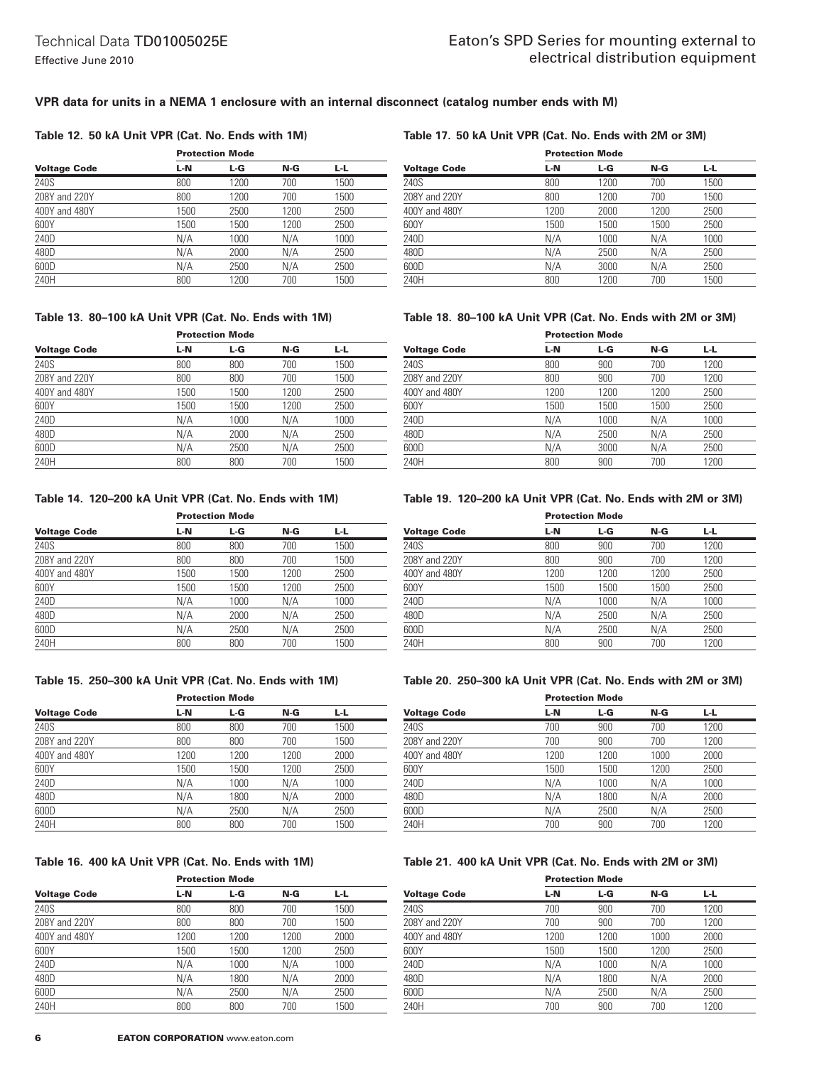### VPR data for units in a NEMA 1 enclosure with an internal disconnect (catalog number ends with M)

**Table 12. 50 kA Unit VPR (Cat. No. Ends with 1M)**

| | Protection Mode | | | |
|---|---|---|---|---|
| Voltage Code | L-N | L-G | N-G | L-L |
| 240S | 800 | 1200 | 700 | 1500 |
| 208Y and 220Y | 800 | 1200 | 700 | 1500 |
| 400Y and 480Y | 1500 | 2500 | 1200 | 2500 |
| 600Y | 1500 | 1500 | 1200 | 2500 |
| 240D | N/A | 1000 | N/A | 1000 |
| 480D | N/A | 2000 | N/A | 2500 |
| 600D | N/A | 2500 | N/A | 2500 |
| 240H | 800 | 1200 | 700 | 1500 |

**Table 13. 80–100 kA Unit VPR (Cat. No. Ends with 1M)**

| | Protection Mode | | | |
|---|---|---|---|---|
| Voltage Code | L-N | L-G | N-G | L-L |
| 240S | 800 | 800 | 700 | 1500 |
| 208Y and 220Y | 800 | 800 | 700 | 1500 |
| 400Y and 480Y | 1500 | 1500 | 1200 | 2500 |
| 600Y | 1500 | 1500 | 1200 | 2500 |
| 240D | N/A | 1000 | N/A | 1000 |
| 480D | N/A | 2000 | N/A | 2500 |
| 600D | N/A | 2500 | N/A | 2500 |
| 240H | 800 | 800 | 700 | 1500 |

**Table 14. 120–200 kA Unit VPR (Cat. No. Ends with 1M)**

| | Protection Mode | | | |
|---|---|---|---|---|
| Voltage Code | L-N | L-G | N-G | L-L |
| 240S | 800 | 800 | 700 | 1500 |
| 208Y and 220Y | 800 | 800 | 700 | 1500 |
| 400Y and 480Y | 1500 | 1500 | 1200 | 2500 |
| 600Y | 1500 | 1500 | 1200 | 2500 |
| 240D | N/A | 1000 | N/A | 1000 |
| 480D | N/A | 2000 | N/A | 2500 |
| 600D | N/A | 2500 | N/A | 2500 |
| 240H | 800 | 800 | 700 | 1500 |

**Table 15. 250–300 kA Unit VPR (Cat. No. Ends with 1M)**

| | Protection Mode | | | |
|---|---|---|---|---|
| Voltage Code | L-N | L-G | N-G | L-L |
| 240S | 800 | 800 | 700 | 1500 |
| 208Y and 220Y | 800 | 800 | 700 | 1500 |
| 400Y and 480Y | 1200 | 1200 | 1200 | 2000 |
| 600Y | 1500 | 1500 | 1200 | 2500 |
| 240D | N/A | 1000 | N/A | 1000 |
| 480D | N/A | 1800 | N/A | 2000 |
| 600D | N/A | 2500 | N/A | 2500 |
| 240H | 800 | 800 | 700 | 1500 |

**Table 16. 400 kA Unit VPR (Cat. No. Ends with 1M)**

| | Protection Mode | | | |
|---|---|---|---|---|
| Voltage Code | L-N | L-G | N-G | L-L |
| 240S | 800 | 800 | 700 | 1500 |
| 208Y and 220Y | 800 | 800 | 700 | 1500 |
| 400Y and 480Y | 1200 | 1200 | 1200 | 2000 |
| 600Y | 1500 | 1500 | 1200 | 2500 |
| 240D | N/A | 1000 | N/A | 1000 |
| 480D | N/A | 1800 | N/A | 2000 |
| 600D | N/A | 2500 | N/A | 2500 |
| 240H | 800 | 800 | 700 | 1500 |

**Table 17. 50 kA Unit VPR (Cat. No. Ends with 2M or 3M)**

| | Protection Mode | | | |
|---|---|---|---|---|
| Voltage Code | L-N | L-G | N-G | L-L |
| 240S | 800 | 1200 | 700 | 1500 |
| 208Y and 220Y | 800 | 1200 | 700 | 1500 |
| 400Y and 480Y | 1200 | 2000 | 1200 | 2500 |
| 600Y | 1500 | 1500 | 1500 | 2500 |
| 240D | N/A | 1000 | N/A | 1000 |
| 480D | N/A | 2500 | N/A | 2500 |
| 600D | N/A | 3000 | N/A | 2500 |
| 240H | 800 | 1200 | 700 | 1500 |

**Table 18. 80–100 kA Unit VPR (Cat. No. Ends with 2M or 3M)**

| | Protection Mode | | | |
|---|---|---|---|---|
| Voltage Code | L-N | L-G | N-G | L-L |
| 240S | 800 | 900 | 700 | 1200 |
| 208Y and 220Y | 800 | 900 | 700 | 1200 |
| 400Y and 480Y | 1200 | 1200 | 1200 | 2500 |
| 600Y | 1500 | 1500 | 1500 | 2500 |
| 240D | N/A | 1000 | N/A | 1000 |
| 480D | N/A | 2500 | N/A | 2500 |
| 600D | N/A | 3000 | N/A | 2500 |
| 240H | 800 | 900 | 700 | 1200 |

**Table 19. 120–200 kA Unit VPR (Cat. No. Ends with 2M or 3M)**

| | Protection Mode | | | |
|---|---|---|---|---|
| Voltage Code | L-N | L-G | N-G | L-L |
| 240S | 800 | 900 | 700 | 1200 |
| 208Y and 220Y | 800 | 900 | 700 | 1200 |
| 400Y and 480Y | 1200 | 1200 | 1200 | 2500 |
| 600Y | 1500 | 1500 | 1500 | 2500 |
| 240D | N/A | 1000 | N/A | 1000 |
| 480D | N/A | 2500 | N/A | 2500 |
| 600D | N/A | 2500 | N/A | 2500 |
| 240H | 800 | 900 | 700 | 1200 |

**Table 20. 250–300 kA Unit VPR (Cat. No. Ends with 2M or 3M)**

| | Protection Mode | | | |
|---|---|---|---|---|
| Voltage Code | L-N | L-G | N-G | L-L |
| 240S | 700 | 900 | 700 | 1200 |
| 208Y and 220Y | 700 | 900 | 700 | 1200 |
| 400Y and 480Y | 1200 | 1200 | 1000 | 2000 |
| 600Y | 1500 | 1500 | 1200 | 2500 |
| 240D | N/A | 1000 | N/A | 1000 |
| 480D | N/A | 1800 | N/A | 2000 |
| 600D | N/A | 2500 | N/A | 2500 |
| 240H | 700 | 900 | 700 | 1200 |

**Table 21. 400 kA Unit VPR (Cat. No. Ends with 2M or 3M)**

| | Protection Mode | | | |
|---|---|---|---|---|
| Voltage Code | L-N | L-G | N-G | L-L |
| 240S | 700 | 900 | 700 | 1200 |
| 208Y and 220Y | 700 | 900 | 700 | 1200 |
| 400Y and 480Y | 1200 | 1200 | 1000 | 2000 |
| 600Y | 1500 | 1500 | 1200 | 2500 |
| 240D | N/A | 1000 | N/A | 1000 |
| 480D | N/A | 1800 | N/A | 2000 |
| 600D | N/A | 2500 | N/A | 2500 |
| 240H | 700 | 900 | 700 | 1200 |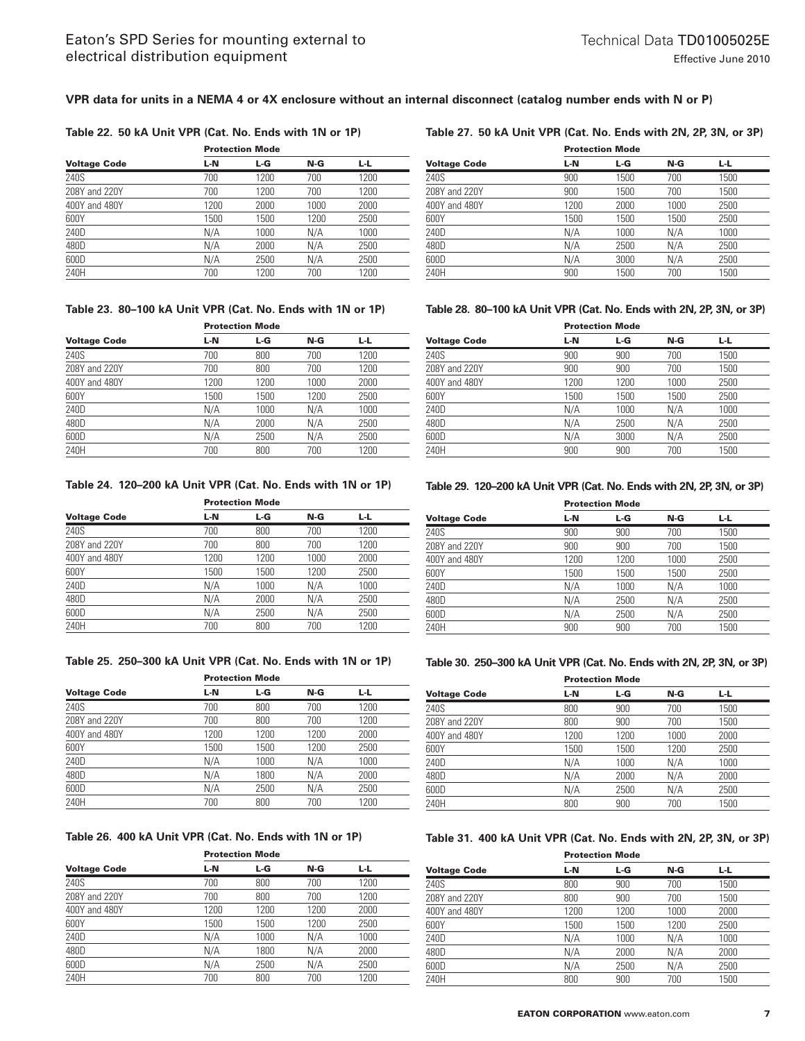**VPR data for units in a NEMA 4 or 4X enclosure without an internal disconnect (catalog number ends with N or P)**

**Table 22. 50 kA Unit VPR (Cat. No. Ends with 1N or 1P)**

| Voltage Code | Protection Mode L-N | L-G | N-G | L-L |
|---|---|---|---|---|
| 240S | 700 | 1200 | 700 | 1200 |
| 208Y and 220Y | 700 | 1200 | 700 | 1200 |
| 400Y and 480Y | 1200 | 2000 | 1000 | 2000 |
| 600Y | 1500 | 1500 | 1200 | 2500 |
| 240D | N/A | 1000 | N/A | 1000 |
| 480D | N/A | 2000 | N/A | 2500 |
| 600D | N/A | 2500 | N/A | 2500 |
| 240H | 700 | 1200 | 700 | 1200 |

**Table 23. 80–100 kA Unit VPR (Cat. No. Ends with 1N or 1P)**

| Voltage Code | Protection Mode L-N | L-G | N-G | L-L |
|---|---|---|---|---|
| 240S | 700 | 800 | 700 | 1200 |
| 208Y and 220Y | 700 | 800 | 700 | 1200 |
| 400Y and 480Y | 1200 | 1200 | 1000 | 2000 |
| 600Y | 1500 | 1500 | 1200 | 2500 |
| 240D | N/A | 1000 | N/A | 1000 |
| 480D | N/A | 2000 | N/A | 2500 |
| 600D | N/A | 2500 | N/A | 2500 |
| 240H | 700 | 800 | 700 | 1200 |

**Table 24. 120–200 kA Unit VPR (Cat. No. Ends with 1N or 1P)**

| Voltage Code | Protection Mode L-N | L-G | N-G | L-L |
|---|---|---|---|---|
| 240S | 700 | 800 | 700 | 1200 |
| 208Y and 220Y | 700 | 800 | 700 | 1200 |
| 400Y and 480Y | 1200 | 1200 | 1000 | 2000 |
| 600Y | 1500 | 1500 | 1200 | 2500 |
| 240D | N/A | 1000 | N/A | 1000 |
| 480D | N/A | 2000 | N/A | 2500 |
| 600D | N/A | 2500 | N/A | 2500 |
| 240H | 700 | 800 | 700 | 1200 |

**Table 25. 250–300 kA Unit VPR (Cat. No. Ends with 1N or 1P)**

| Voltage Code | Protection Mode L-N | L-G | N-G | L-L |
|---|---|---|---|---|
| 240S | 700 | 800 | 700 | 1200 |
| 208Y and 220Y | 700 | 800 | 700 | 1200 |
| 400Y and 480Y | 1200 | 1200 | 1200 | 2000 |
| 600Y | 1500 | 1500 | 1200 | 2500 |
| 240D | N/A | 1000 | N/A | 1000 |
| 480D | N/A | 1800 | N/A | 2000 |
| 600D | N/A | 2500 | N/A | 2500 |
| 240H | 700 | 800 | 700 | 1200 |

**Table 26. 400 kA Unit VPR (Cat. No. Ends with 1N or 1P)**

| Voltage Code | Protection Mode L-N | L-G | N-G | L-L |
|---|---|---|---|---|
| 240S | 700 | 800 | 700 | 1200 |
| 208Y and 220Y | 700 | 800 | 700 | 1200 |
| 400Y and 480Y | 1200 | 1200 | 1200 | 2000 |
| 600Y | 1500 | 1500 | 1200 | 2500 |
| 240D | N/A | 1000 | N/A | 1000 |
| 480D | N/A | 1800 | N/A | 2000 |
| 600D | N/A | 2500 | N/A | 2500 |
| 240H | 700 | 800 | 700 | 1200 |

**Table 27. 50 kA Unit VPR (Cat. No. Ends with 2N, 2P, 3N, or 3P)**

| Voltage Code | Protection Mode L-N | L-G | N-G | L-L |
|---|---|---|---|---|
| 240S | 900 | 1500 | 700 | 1500 |
| 208Y and 220Y | 900 | 1500 | 700 | 1500 |
| 400Y and 480Y | 1200 | 2000 | 1000 | 2500 |
| 600Y | 1500 | 1500 | 1500 | 2500 |
| 240D | N/A | 1000 | N/A | 1000 |
| 480D | N/A | 2500 | N/A | 2500 |
| 600D | N/A | 3000 | N/A | 2500 |
| 240H | 900 | 1500 | 700 | 1500 |

**Table 28. 80–100 kA Unit VPR (Cat. No. Ends with 2N, 2P, 3N, or 3P)**

| Voltage Code | Protection Mode L-N | L-G | N-G | L-L |
|---|---|---|---|---|
| 240S | 900 | 900 | 700 | 1500 |
| 208Y and 220Y | 900 | 900 | 700 | 1500 |
| 400Y and 480Y | 1200 | 1200 | 1000 | 2500 |
| 600Y | 1500 | 1500 | 1500 | 2500 |
| 240D | N/A | 1000 | N/A | 1000 |
| 480D | N/A | 2500 | N/A | 2500 |
| 600D | N/A | 3000 | N/A | 2500 |
| 240H | 900 | 900 | 700 | 1500 |

**Table 29. 120–200 kA Unit VPR (Cat. No. Ends with 2N, 2P, 3N, or 3P)**

| Voltage Code | Protection Mode L-N | L-G | N-G | L-L |
|---|---|---|---|---|
| 240S | 900 | 900 | 700 | 1500 |
| 208Y and 220Y | 900 | 900 | 700 | 1500 |
| 400Y and 480Y | 1200 | 1200 | 1000 | 2500 |
| 600Y | 1500 | 1500 | 1500 | 2500 |
| 240D | N/A | 1000 | N/A | 1000 |
| 480D | N/A | 2500 | N/A | 2500 |
| 600D | N/A | 2500 | N/A | 2500 |
| 240H | 900 | 900 | 700 | 1500 |

**Table 30. 250–300 kA Unit VPR (Cat. No. Ends with 2N, 2P, 3N, or 3P)**

| Voltage Code | Protection Mode L-N | L-G | N-G | L-L |
|---|---|---|---|---|
| 240S | 800 | 900 | 700 | 1500 |
| 208Y and 220Y | 800 | 900 | 700 | 1500 |
| 400Y and 480Y | 1200 | 1200 | 1000 | 2000 |
| 600Y | 1500 | 1500 | 1200 | 2500 |
| 240D | N/A | 1000 | N/A | 1000 |
| 480D | N/A | 2000 | N/A | 2000 |
| 600D | N/A | 2500 | N/A | 2500 |
| 240H | 800 | 900 | 700 | 1500 |

**Table 31. 400 kA Unit VPR (Cat. No. Ends with 2N, 2P, 3N, or 3P)**

| Voltage Code | Protection Mode L-N | L-G | N-G | L-L |
|---|---|---|---|---|
| 240S | 800 | 900 | 700 | 1500 |
| 208Y and 220Y | 800 | 900 | 700 | 1500 |
| 400Y and 480Y | 1200 | 1200 | 1000 | 2000 |
| 600Y | 1500 | 1500 | 1200 | 2500 |
| 240D | N/A | 1000 | N/A | 1000 |
| 480D | N/A | 2000 | N/A | 2000 |
| 600D | N/A | 2500 | N/A | 2500 |
| 240H | 800 | 900 | 700 | 1500 |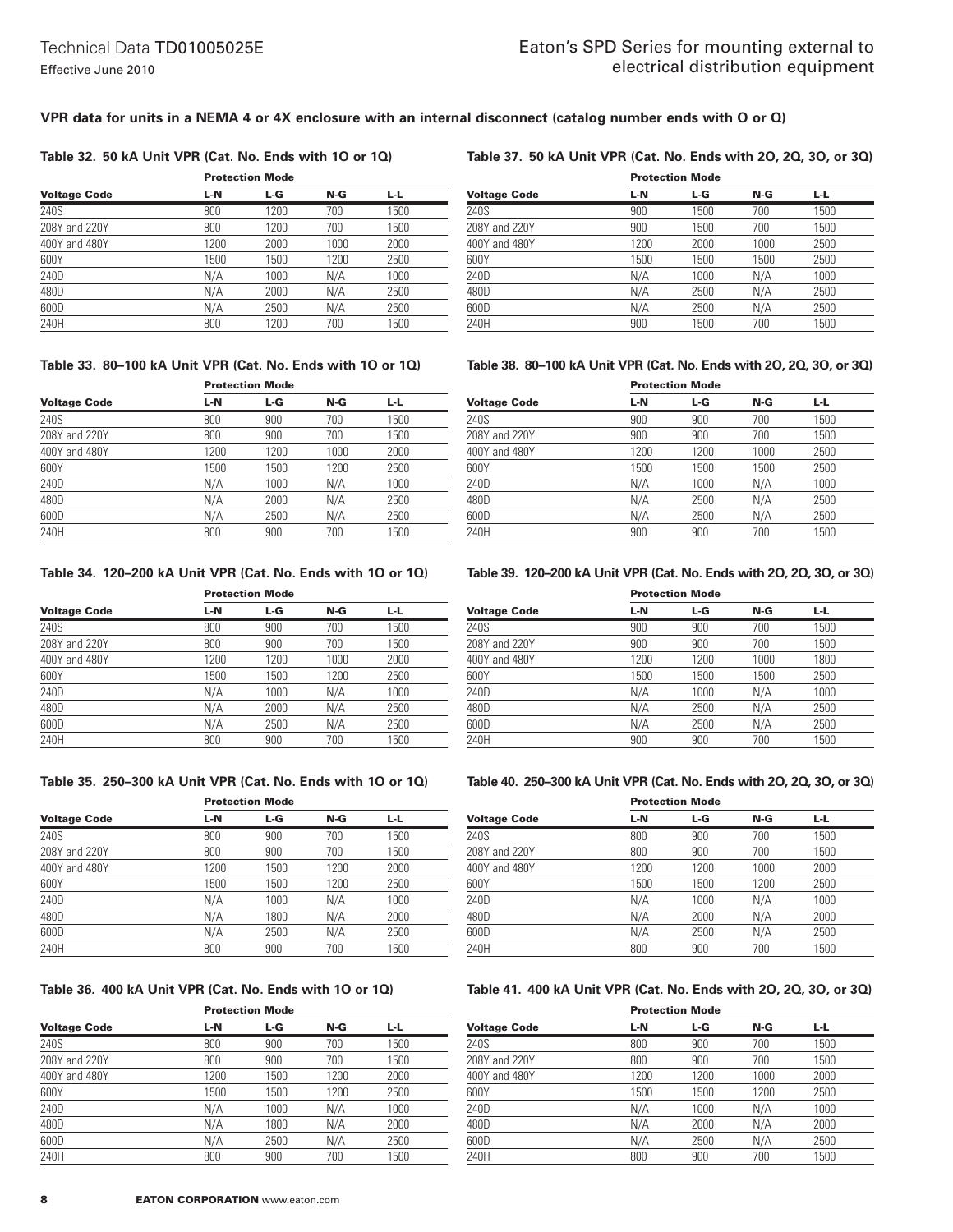### VPR data for units in a NEMA 4 or 4X enclosure with an internal disconnect (catalog number ends with O or Q)

**Table 32. 50 kA Unit VPR (Cat. No. Ends with 1O or 1Q)**

| | Protection Mode | | | |
|---|---|---|---|---|
| Voltage Code | L-N | L-G | N-G | L-L |
| 240S | 800 | 1200 | 700 | 1500 |
| 208Y and 220Y | 800 | 1200 | 700 | 1500 |
| 400Y and 480Y | 1200 | 2000 | 1000 | 2000 |
| 600Y | 1500 | 1500 | 1200 | 2500 |
| 240D | N/A | 1000 | N/A | 1000 |
| 480D | N/A | 2000 | N/A | 2500 |
| 600D | N/A | 2500 | N/A | 2500 |
| 240H | 800 | 1200 | 700 | 1500 |

**Table 33. 80–100 kA Unit VPR (Cat. No. Ends with 1O or 1Q)**

| | Protection Mode | | | |
|---|---|---|---|---|
| Voltage Code | L-N | L-G | N-G | L-L |
| 240S | 800 | 900 | 700 | 1500 |
| 208Y and 220Y | 800 | 900 | 700 | 1500 |
| 400Y and 480Y | 1200 | 1200 | 1000 | 2000 |
| 600Y | 1500 | 1500 | 1200 | 2500 |
| 240D | N/A | 1000 | N/A | 1000 |
| 480D | N/A | 2000 | N/A | 2500 |
| 600D | N/A | 2500 | N/A | 2500 |
| 240H | 800 | 900 | 700 | 1500 |

**Table 34. 120–200 kA Unit VPR (Cat. No. Ends with 1O or 1Q)**

| | Protection Mode | | | |
|---|---|---|---|---|
| Voltage Code | L-N | L-G | N-G | L-L |
| 240S | 800 | 900 | 700 | 1500 |
| 208Y and 220Y | 800 | 900 | 700 | 1500 |
| 400Y and 480Y | 1200 | 1200 | 1000 | 2000 |
| 600Y | 1500 | 1500 | 1200 | 2500 |
| 240D | N/A | 1000 | N/A | 1000 |
| 480D | N/A | 2000 | N/A | 2500 |
| 600D | N/A | 2500 | N/A | 2500 |
| 240H | 800 | 900 | 700 | 1500 |

**Table 35. 250–300 kA Unit VPR (Cat. No. Ends with 1O or 1Q)**

| | Protection Mode | | | |
|---|---|---|---|---|
| Voltage Code | L-N | L-G | N-G | L-L |
| 240S | 800 | 900 | 700 | 1500 |
| 208Y and 220Y | 800 | 900 | 700 | 1500 |
| 400Y and 480Y | 1200 | 1500 | 1200 | 2000 |
| 600Y | 1500 | 1500 | 1200 | 2500 |
| 240D | N/A | 1000 | N/A | 1000 |
| 480D | N/A | 1800 | N/A | 2000 |
| 600D | N/A | 2500 | N/A | 2500 |
| 240H | 800 | 900 | 700 | 1500 |

**Table 36. 400 kA Unit VPR (Cat. No. Ends with 1O or 1Q)**

| | Protection Mode | | | |
|---|---|---|---|---|
| Voltage Code | L-N | L-G | N-G | L-L |
| 240S | 800 | 900 | 700 | 1500 |
| 208Y and 220Y | 800 | 900 | 700 | 1500 |
| 400Y and 480Y | 1200 | 1500 | 1200 | 2000 |
| 600Y | 1500 | 1500 | 1200 | 2500 |
| 240D | N/A | 1000 | N/A | 1000 |
| 480D | N/A | 1800 | N/A | 2000 |
| 600D | N/A | 2500 | N/A | 2500 |
| 240H | 800 | 900 | 700 | 1500 |

**Table 37. 50 kA Unit VPR (Cat. No. Ends with 2O, 2Q, 3O, or 3Q)**

| | Protection Mode | | | |
|---|---|---|---|---|
| Voltage Code | L-N | L-G | N-G | L-L |
| 240S | 900 | 1500 | 700 | 1500 |
| 208Y and 220Y | 900 | 1500 | 700 | 1500 |
| 400Y and 480Y | 1200 | 2000 | 1000 | 2500 |
| 600Y | 1500 | 1500 | 1500 | 2500 |
| 240D | N/A | 1000 | N/A | 1000 |
| 480D | N/A | 2500 | N/A | 2500 |
| 600D | N/A | 2500 | N/A | 2500 |
| 240H | 900 | 1500 | 700 | 1500 |

**Table 38. 80–100 kA Unit VPR (Cat. No. Ends with 2O, 2Q, 3O, or 3Q)**

| | Protection Mode | | | |
|---|---|---|---|---|
| Voltage Code | L-N | L-G | N-G | L-L |
| 240S | 900 | 900 | 700 | 1500 |
| 208Y and 220Y | 900 | 900 | 700 | 1500 |
| 400Y and 480Y | 1200 | 1200 | 1000 | 2500 |
| 600Y | 1500 | 1500 | 1500 | 2500 |
| 240D | N/A | 1000 | N/A | 1000 |
| 480D | N/A | 2500 | N/A | 2500 |
| 600D | N/A | 2500 | N/A | 2500 |
| 240H | 900 | 900 | 700 | 1500 |

**Table 39. 120–200 kA Unit VPR (Cat. No. Ends with 2O, 2Q, 3O, or 3Q)**

| | Protection Mode | | | |
|---|---|---|---|---|
| Voltage Code | L-N | L-G | N-G | L-L |
| 240S | 900 | 900 | 700 | 1500 |
| 208Y and 220Y | 900 | 900 | 700 | 1500 |
| 400Y and 480Y | 1200 | 1200 | 1000 | 1800 |
| 600Y | 1500 | 1500 | 1500 | 2500 |
| 240D | N/A | 1000 | N/A | 1000 |
| 480D | N/A | 2500 | N/A | 2500 |
| 600D | N/A | 2500 | N/A | 2500 |
| 240H | 900 | 900 | 700 | 1500 |

**Table 40. 250–300 kA Unit VPR (Cat. No. Ends with 2O, 2Q, 3O, or 3Q)**

| | Protection Mode | | | |
|---|---|---|---|---|
| Voltage Code | L-N | L-G | N-G | L-L |
| 240S | 800 | 900 | 700 | 1500 |
| 208Y and 220Y | 800 | 900 | 700 | 1500 |
| 400Y and 480Y | 1200 | 1200 | 1000 | 2000 |
| 600Y | 1500 | 1500 | 1200 | 2500 |
| 240D | N/A | 1000 | N/A | 1000 |
| 480D | N/A | 2000 | N/A | 2000 |
| 600D | N/A | 2500 | N/A | 2500 |
| 240H | 800 | 900 | 700 | 1500 |

**Table 41. 400 kA Unit VPR (Cat. No. Ends with 2O, 2Q, 3O, or 3Q)**

| | Protection Mode | | | |
|---|---|---|---|---|
| Voltage Code | L-N | L-G | N-G | L-L |
| 240S | 800 | 900 | 700 | 1500 |
| 208Y and 220Y | 800 | 900 | 700 | 1500 |
| 400Y and 480Y | 1200 | 1200 | 1000 | 2000 |
| 600Y | 1500 | 1500 | 1200 | 2500 |
| 240D | N/A | 1000 | N/A | 1000 |
| 480D | N/A | 2000 | N/A | 2000 |
| 600D | N/A | 2500 | N/A | 2500 |
| 240H | 800 | 900 | 700 | 1500 |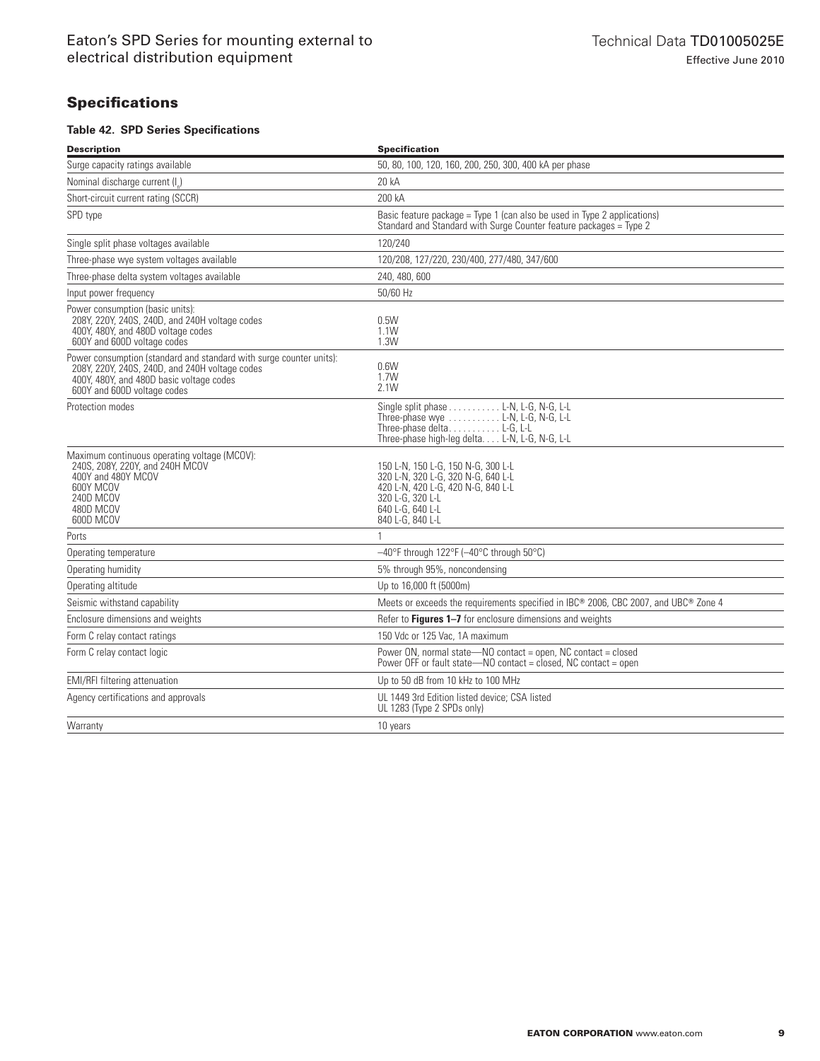## Specifications

**Table 42. SPD Series Specifications**

| Description | Specification |
| --- | --- |
| Surge capacity ratings available | 50, 80, 100, 120, 160, 200, 250, 300, 400 kA per phase |
| Nominal discharge current ($I_n$) | 20 kA |
| Short-circuit current rating (SCCR) | 200 kA |
| SPD type | Basic feature package = Type 1 (can also be used in Type 2 applications)<br>Standard and Standard with Surge Counter feature packages = Type 2 |
| Single split phase voltages available | 120/240 |
| Three-phase wye system voltages available | 120/208, 127/220, 230/400, 277/480, 347/600 |
| Three-phase delta system voltages available | 240, 480, 600 |
| Input power frequency | 50/60 Hz |
| Power consumption (basic units):<br>208Y, 220Y, 240S, 240D, and 240H voltage codes<br>400Y, 480Y, and 480D voltage codes<br>600Y and 600D voltage codes | <br>0.5W<br>1.1W<br>1.3W |
| Power consumption (standard and standard with surge counter units):<br>208Y, 220Y, 240S, 240D, and 240H voltage codes<br>400Y, 480Y, and 480D basic voltage codes<br>600Y and 600D voltage codes | <br>0.6W<br>1.7W<br>2.1W |
| Protection modes | Single split phase . . . . . . . . . . . L-N, L-G, N-G, L-L<br>Three-phase wye . . . . . . . . . . . L-N, L-G, N-G, L-L<br>Three-phase delta. . . . . . . . . . . L-G, L-L<br>Three-phase high-leg delta. . . . L-N, L-G, N-G, L-L |
| Maximum continuous operating voltage (MCOV):<br>240S, 208Y, 220Y, and 240H MCOV<br>400Y and 480Y MCOV<br>600Y MCOV<br>240D MCOV<br>480D MCOV<br>600D MCOV | <br>150 L-N, 150 L-G, 150 N-G, 300 L-L<br>320 L-N, 320 L-G, 320 N-G, 640 L-L<br>420 L-N, 420 L-G, 420 N-G, 840 L-L<br>320 L-G, 320 L-L<br>640 L-G, 640 L-L<br>840 L-G, 840 L-L |
| Ports | 1 |
| Operating temperature | –40°F through 122°F (–40°C through 50°C) |
| Operating humidity | 5% through 95%, noncondensing |
| Operating altitude | Up to 16,000 ft (5000m) |
| Seismic withstand capability | Meets or exceeds the requirements specified in IBC® 2006, CBC 2007, and UBC® Zone 4 |
| Enclosure dimensions and weights | Refer to **Figures 1–7** for enclosure dimensions and weights |
| Form C relay contact ratings | 150 Vdc or 125 Vac, 1A maximum |
| Form C relay contact logic | Power ON, normal state—NO contact = open, NC contact = closed<br>Power OFF or fault state—NO contact = closed, NC contact = open |
| EMI/RFI filtering attenuation | Up to 50 dB from 10 kHz to 100 MHz |
| Agency certifications and approvals | UL 1449 3rd Edition listed device; CSA listed<br>UL 1283 (Type 2 SPDs only) |
| Warranty | 10 years |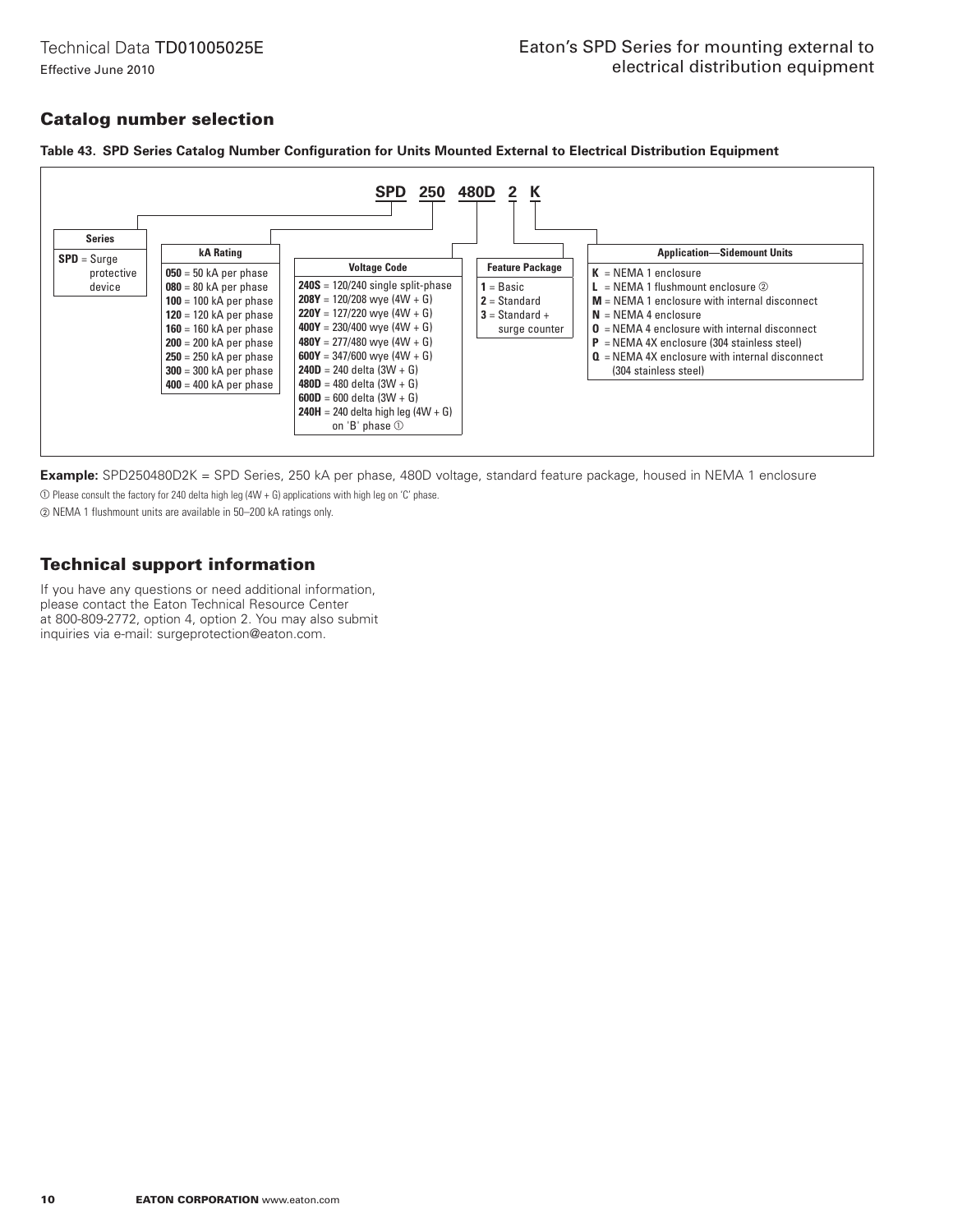## Catalog number selection

**Table 43. SPD Series Catalog Number Configuration for Units Mounted External to Electrical Distribution Equipment**

**SPD 250 480D 2 K**

| Series | kA Rating | Voltage Code | Feature Package | Application—Sidemount Units |
|---|---|---|---|---|
| **SPD** = Surge protective device | **050** = 50 kA per phase | **240S** = 120/240 single split-phase | **1** = Basic | **K** = NEMA 1 enclosure |
| | **080** = 80 kA per phase | **208Y** = 120/208 wye (4W + G) | **2** = Standard | **L** = NEMA 1 flushmount enclosure ② |
| | **100** = 100 kA per phase | **220Y** = 127/220 wye (4W + G) | **3** = Standard + surge counter | **M** = NEMA 1 enclosure with internal disconnect |
| | **120** = 120 kA per phase | **400Y** = 230/400 wye (4W + G) | | **N** = NEMA 4 enclosure |
| | **160** = 160 kA per phase | **480Y** = 277/480 wye (4W + G) | | **O** = NEMA 4 enclosure with internal disconnect |
| | **200** = 200 kA per phase | **600Y** = 347/600 wye (4W + G) | | **P** = NEMA 4X enclosure (304 stainless steel) |
| | **250** = 250 kA per phase | **240D** = 240 delta (3W + G) | | **Q** = NEMA 4X enclosure with internal disconnect (304 stainless steel) |
| | **300** = 300 kA per phase | **480D** = 480 delta (3W + G) | | |
| | **400** = 400 kA per phase | **600D** = 600 delta (3W + G) | | |
| | | **240H** = 240 delta high leg (4W + G) on 'B' phase ① | | |

**Example:** SPD250480D2K = SPD Series, 250 kA per phase, 480D voltage, standard feature package, housed in NEMA 1 enclosure

① Please consult the factory for 240 delta high leg (4W + G) applications with high leg on 'C' phase.

② NEMA 1 flushmount units are available in 50–200 kA ratings only.

## Technical support information

If you have any questions or need additional information, please contact the Eaton Technical Resource Center at 800-809-2772, option 4, option 2. You may also submit inquiries via e-mail: surgeprotection@eaton.com.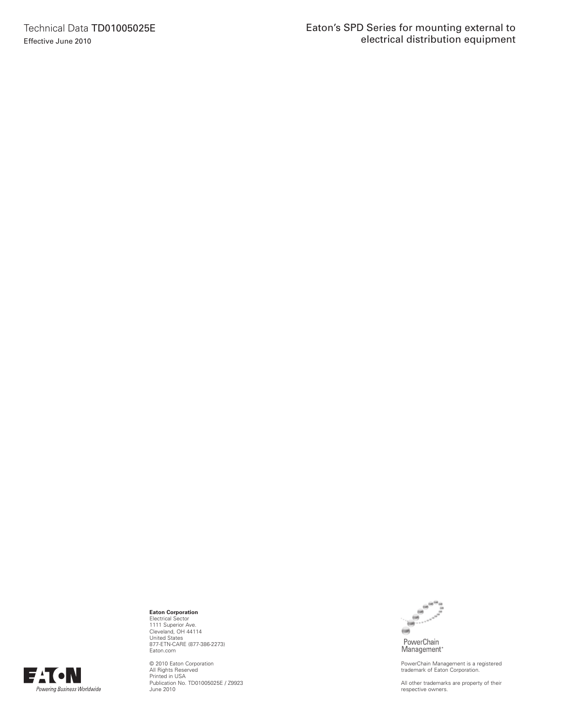**Eaton Corporation**
Electrical Sector
1111 Superior Ave.
Cleveland, OH 44114
United States
877-ETN-CARE (877-386-2273)
Eaton.com

© 2010 Eaton Corporation
All Rights Reserved
Printed in USA
Publication No. TD01005025E / Z9923
June 2010

Powering Business Worldwide

PowerChain Management®

PowerChain Management is a registered trademark of Eaton Corporation.

All other trademarks are property of their respective owners.